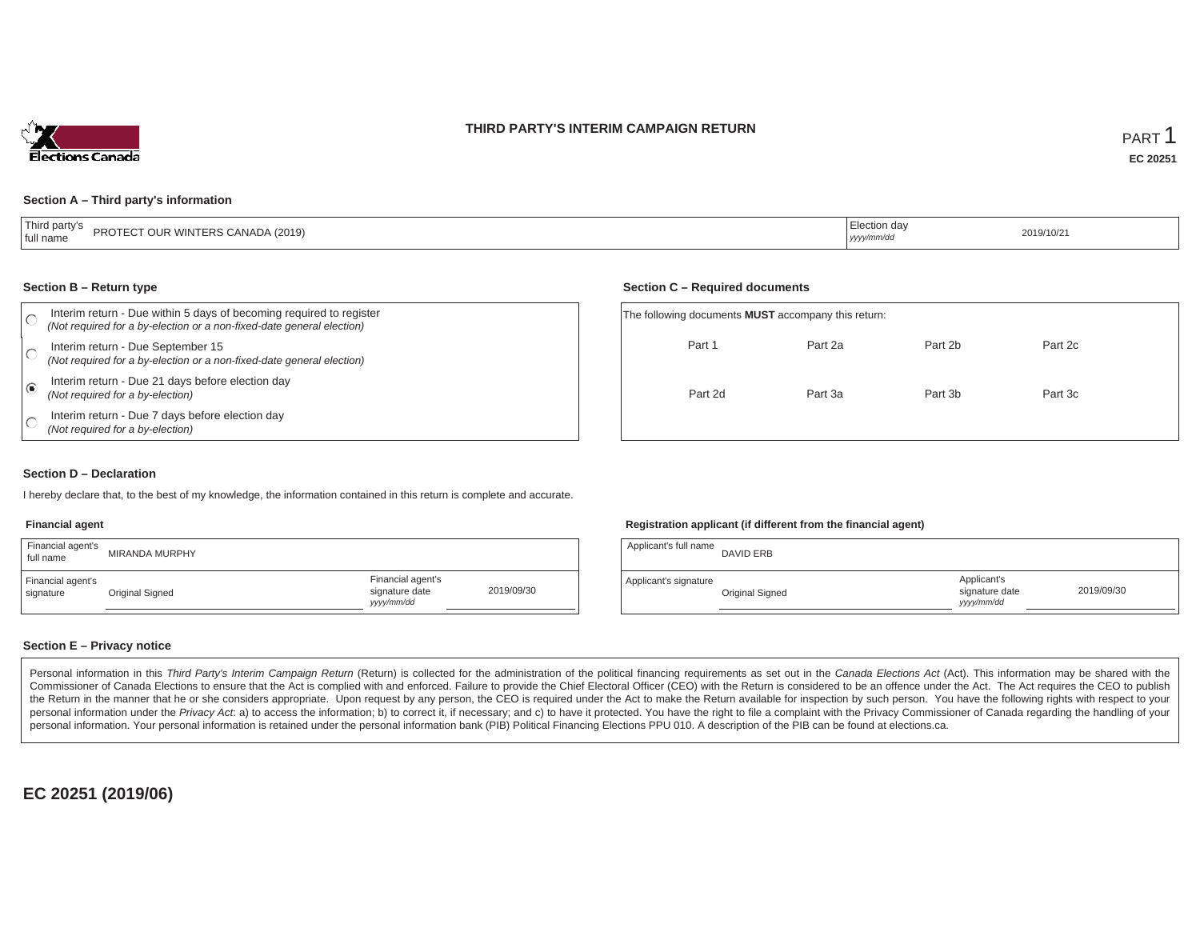# THIRD PARTY'S INTERIM CAMPAIGN RETURN

PART 1

**EC 20251**

## Section A – Third party's information

| | | | |
|---|---|---|---|
| Third party's full name | PROTECT OUR WINTERS CANADA (2019) | Election day *yyyy/mm/dd* | 2019/10/21 |

## Section B – Return type

- ○ Interim return - Due within 5 days of becoming required to register *(Not required for a by-election or a non-fixed-date general election)*
- ○ Interim return - Due September 15 *(Not required for a by-election or a non-fixed-date general election)*
- ◉ Interim return - Due 21 days before election day *(Not required for a by-election)*
- ○ Interim return - Due 7 days before election day *(Not required for a by-election)*

## Section C – Required documents

The following documents **MUST** accompany this return:

| | | | |
|---|---|---|---|
| Part 1 | Part 2a | Part 2b | Part 2c |
| Part 2d | Part 3a | Part 3b | Part 3c |

## Section D – Declaration

I hereby declare that, to the best of my knowledge, the information contained in this return is complete and accurate.

### Financial agent

| | | | |
|---|---|---|---|
| Financial agent's full name | MIRANDA MURPHY | | |
| Financial agent's signature | Original Signed | Financial agent's signature date *yyyy/mm/dd* | 2019/09/30 |

### Registration applicant (if different from the financial agent)

| | | | |
|---|---|---|---|
| Applicant's full name | DAVID ERB | | |
| Applicant's signature | Original Signed | Applicant's signature date *yyyy/mm/dd* | 2019/09/30 |

## Section E – Privacy notice

Personal information in this *Third Party's Interim Campaign Return* (Return) is collected for the administration of the political financing requirements as set out in the *Canada Elections Act* (Act). This information may be shared with the Commissioner of Canada Elections to ensure that the Act is complied with and enforced. Failure to provide the Chief Electoral Officer (CEO) with the Return is considered to be an offence under the Act. The Act requires the CEO to publish the Return in the manner that he or she considers appropriate. Upon request by any person, the CEO is required under the Act to make the Return available for inspection by such person. You have the following rights with respect to your personal information under the *Privacy Act*: a) to access the information; b) to correct it, if necessary; and c) to have it protected. You have the right to file a complaint with the Privacy Commissioner of Canada regarding the handling of your personal information. Your personal information is retained under the personal information bank (PIB) Political Financing Elections PPU 010. A description of the PIB can be found at elections.ca.

**EC 20251 (2019/06)**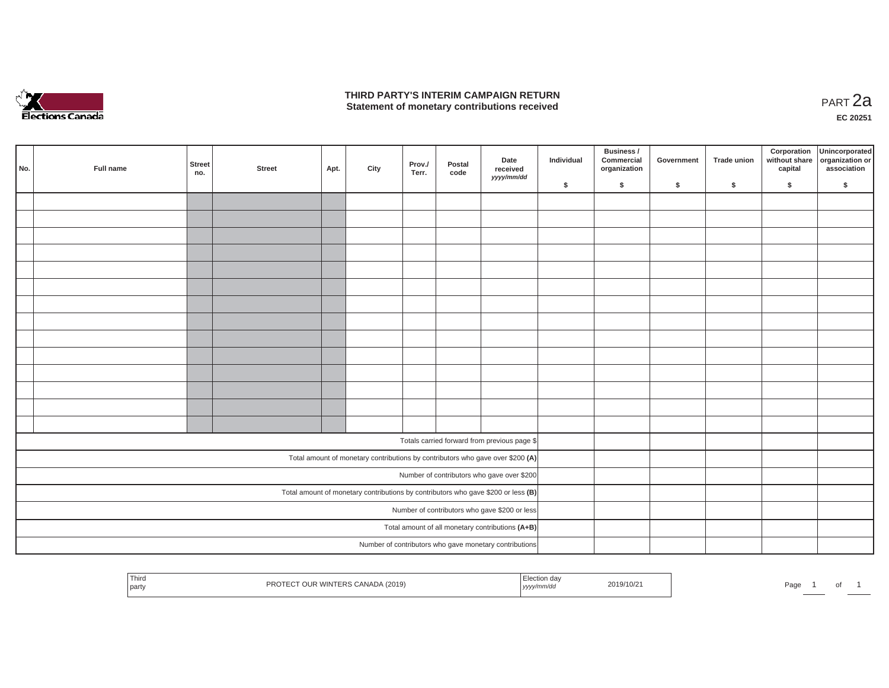# THIRD PARTY'S INTERIM CAMPAIGN RETURN
## Statement of monetary contributions received

PART 2a

EC 20251

| No. | Full name | Street no. | Street | Apt. | City | Prov./ Terr. | Postal code | Date received yyyy/mm/dd | Individual $ | Business / Commercial organization $ | Government $ | Trade union $ | Corporation without share capital $ | Unincorporated organization or association $ |
|---|---|---|---|---|---|---|---|---|---|---|---|---|---|---|
| | | | | | | | | | | | | | | |
| | | | | | | | | | | | | | | |
| | | | | | | | | | | | | | | |
| | | | | | | | | | | | | | | |
| | | | | | | | | | | | | | | |
| | | | | | | | | | | | | | | |
| | | | | | | | | | | | | | | |
| | | | | | | | | | | | | | | |
| | | | | | | | | | | | | | | |
| | | | | | | | | | | | | | | |
| | | | | | | | | | | | | | | |
| | | | | | | | | | | | | | | |
| | | | | | | | | | | | | | | |
| | | | | | | | | | | | | | | |
| Totals carried forward from previous page $ | | | | | | | | | | | | | | |
| Total amount of monetary contributions by contributors who gave over $200 **(A)** | | | | | | | | | | | | | | |
| Number of contributors who gave over $200 | | | | | | | | | | | | | | |
| Total amount of monetary contributions by contributors who gave $200 or less **(B)** | | | | | | | | | | | | | | |
| Number of contributors who gave $200 or less | | | | | | | | | | | | | | |
| Total amount of all monetary contributions **(A+B)** | | | | | | | | | | | | | | |
| Number of contributors who gave monetary contributions | | | | | | | | | | | | | | |

| Third party | PROTECT OUR WINTERS CANADA (2019) | Election day yyyy/mm/dd | 2019/10/21 |
|---|---|---|---|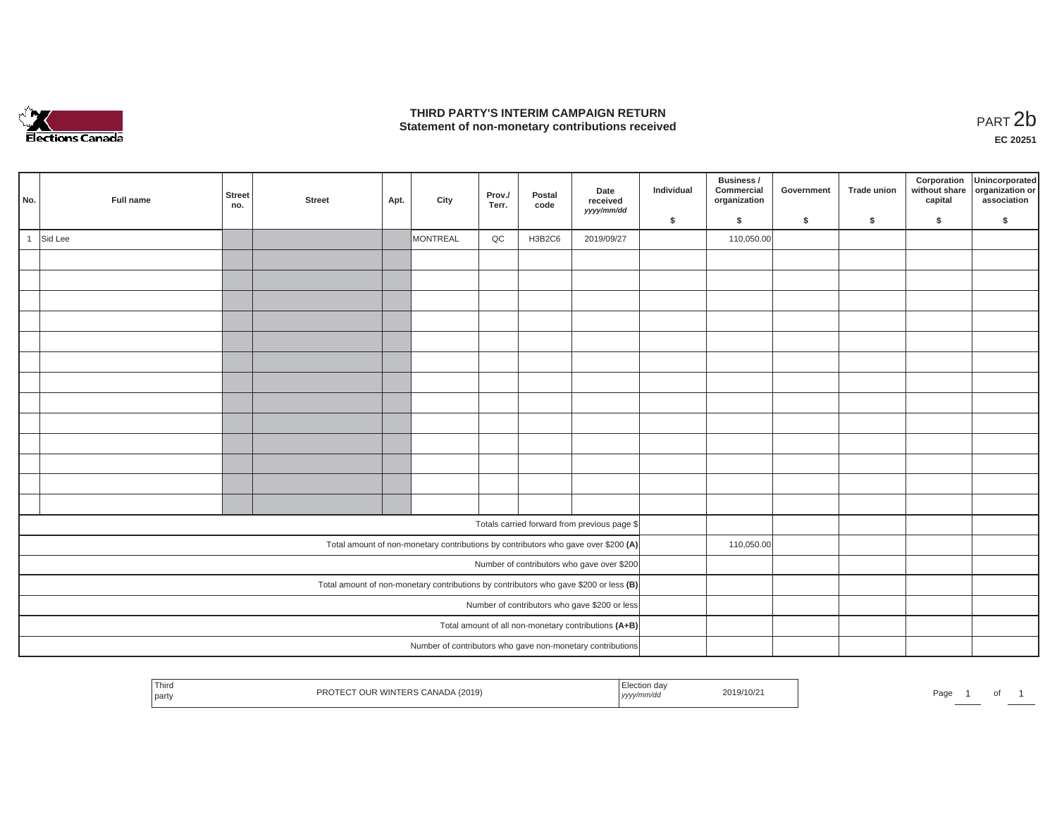# THIRD PARTY'S INTERIM CAMPAIGN RETURN
## Statement of non-monetary contributions received

PART 2b

**EC 20251**

| No. | Full name | Street no. | Street | Apt. | City | Prov./ Terr. | Postal code | Date received yyyy/mm/dd | Individual $ | Business / Commercial organization $ | Government $ | Trade union $ | Corporation without share capital $ | Unincorporated organization or association $ |
|---|---|---|---|---|---|---|---|---|---|---|---|---|---|---|
| 1 | Sid Lee | | | | MONTREAL | QC | H3B2C6 | 2019/09/27 | | 110,050.00 | | | | |
| | | | | | | | | | | | | | | |
| | | | | | | | | | | | | | | |
| | | | | | | | | | | | | | | |
| | | | | | | | | | | | | | | |
| | | | | | | | | | | | | | | |
| | | | | | | | | | | | | | | |
| | | | | | | | | | | | | | | |
| | | | | | | | | | | | | | | |
| | | | | | | | | | | | | | | |
| | | | | | | | | | | | | | | |
| | | | | | | | | | | | | | | |
| | | | | | | | | | | | | | | |
| | | | | | | | | | | | | | | |
| Totals carried forward from previous page $ | | | | | | | | | | | | | | |
| Total amount of non-monetary contributions by contributors who gave over $200 (A) | | | | | | | | | | 110,050.00 | | | | |
| Number of contributors who gave over $200 | | | | | | | | | | | | | | |
| Total amount of non-monetary contributions by contributors who gave $200 or less (B) | | | | | | | | | | | | | | |
| Number of contributors who gave $200 or less | | | | | | | | | | | | | | |
| Total amount of all non-monetary contributions (A+B) | | | | | | | | | | | | | | |
| Number of contributors who gave non-monetary contributions | | | | | | | | | | | | | | |

| Third party | PROTECT OUR WINTERS CANADA (2019) | Election day yyyy/mm/dd | 2019/10/21 |
|---|---|---|---|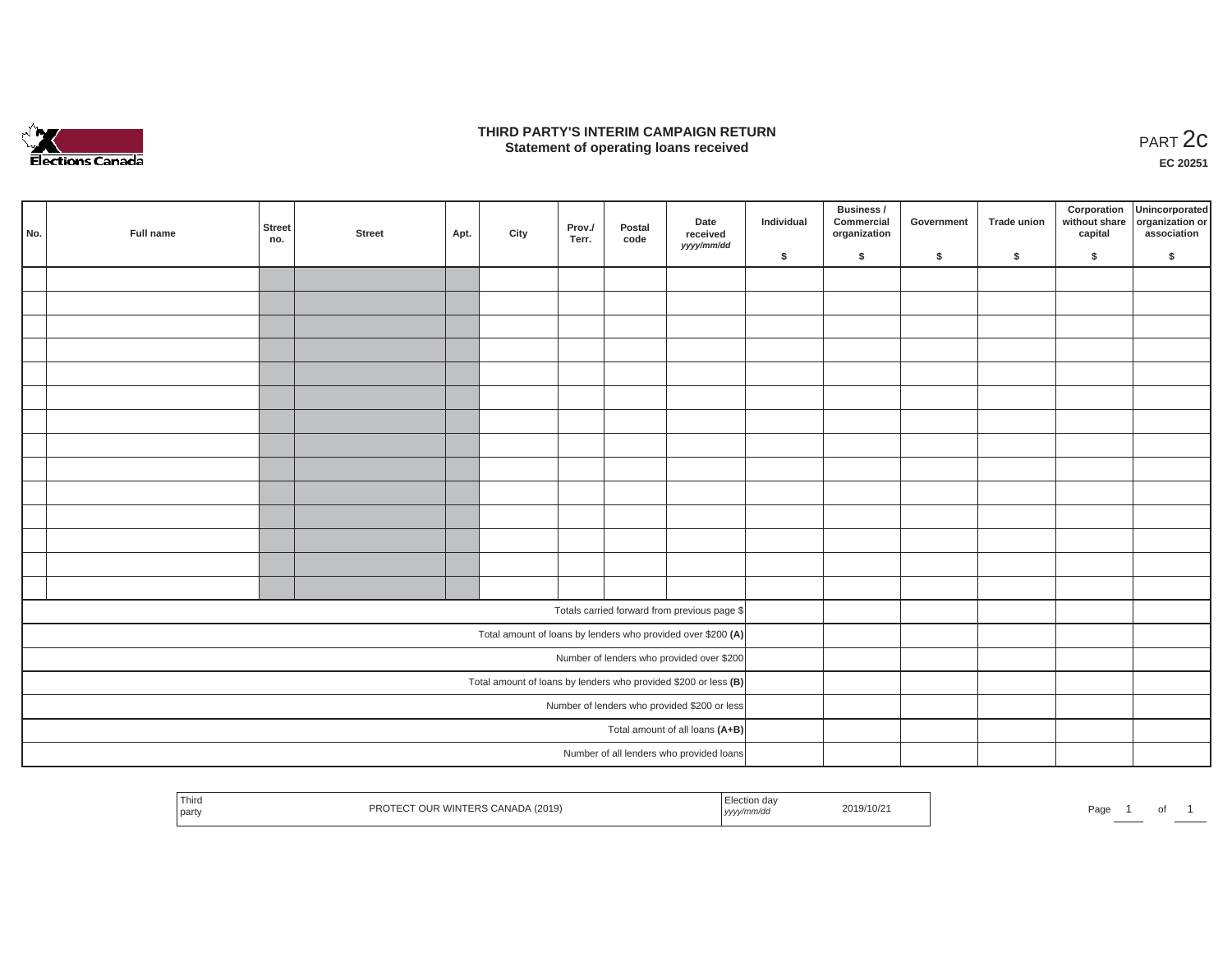# THIRD PARTY'S INTERIM CAMPAIGN RETURN
## Statement of operating loans received

PART 2c

**EC 20251**

| No. | Full name | Street no. | Street | Apt. | City | Prov./ Terr. | Postal code | Date received *yyyy/mm/dd* | Individual $ | Business / Commercial organization $ | Government $ | Trade union $ | Corporation without share capital $ | Unincorporated organization or association $ |
|---|---|---|---|---|---|---|---|---|---|---|---|---|---|---|
| | | | | | | | | | | | | | | |
| | | | | | | | | | | | | | | |
| | | | | | | | | | | | | | | |
| | | | | | | | | | | | | | | |
| | | | | | | | | | | | | | | |
| | | | | | | | | | | | | | | |
| | | | | | | | | | | | | | | |
| | | | | | | | | | | | | | | |
| | | | | | | | | | | | | | | |
| | | | | | | | | | | | | | | |
| | | | | | | | | | | | | | | |
| | | | | | | | | | | | | | | |
| | | | | | | | | | | | | | | |
| | | | | | | | | | | | | | | |
| Totals carried forward from previous page $ | | | | | | | | | | | | | | |
| Total amount of loans by lenders who provided over $200 **(A)** | | | | | | | | | | | | | | |
| Number of lenders who provided over $200 | | | | | | | | | | | | | | |
| Total amount of loans by lenders who provided $200 or less **(B)** | | | | | | | | | | | | | | |
| Number of lenders who provided $200 or less | | | | | | | | | | | | | | |
| Total amount of all loans **(A+B)** | | | | | | | | | | | | | | |
| Number of all lenders who provided loans | | | | | | | | | | | | | | |

| Third party | PROTECT OUR WINTERS CANADA (2019) | Election day *yyyy/mm/dd* | 2019/10/21 |
|---|---|---|---|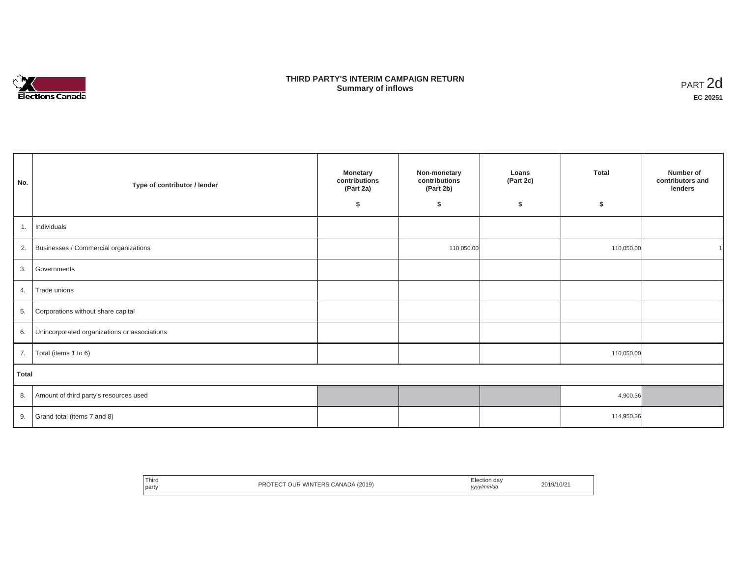# THIRD PARTY'S INTERIM CAMPAIGN RETURN
## Summary of inflows

PART 2d

**EC 20251**

| No. | Type of contributor / lender | Monetary contributions (Part 2a) $ | Non-monetary contributions (Part 2b) $ | Loans (Part 2c) $ | Total $ | Number of contributors and lenders |
|---|---|---|---|---|---|---|
| 1. | Individuals | | | | | |
| 2. | Businesses / Commercial organizations | | 110,050.00 | | 110,050.00 | 1 |
| 3. | Governments | | | | | |
| 4. | Trade unions | | | | | |
| 5. | Corporations without share capital | | | | | |
| 6. | Unincorporated organizations or associations | | | | | |
| 7. | Total (items 1 to 6) | | | | 110,050.00 | |
| **Total** | | | | | | |
| 8. | Amount of third party's resources used | | | | 4,900.36 | |
| 9. | Grand total (items 7 and 8) | | | | 114,950.36 | |

| | | | |
|---|---|---|---|
| Third party | PROTECT OUR WINTERS CANADA (2019) | Election day *yyyy/mm/dd* | 2019/10/21 |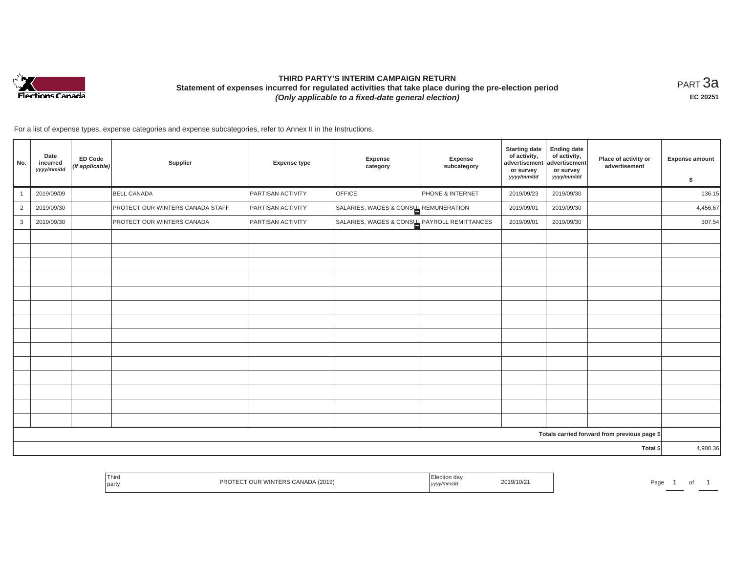# THIRD PARTY'S INTERIM CAMPAIGN RETURN

**Statement of expenses incurred for regulated activities that take place during the pre-election period**

***(Only applicable to a fixed-date general election)***

PART 3a

**EC 20251**

For a list of expense types, expense categories and expense subcategories, refer to Annex II in the Instructions.

| No. | Date incurred *yyyy/mm/dd* | ED Code *(if applicable)* | Supplier | Expense type | Expense category | Expense subcategory | Starting date of activity, advertisement or survey *yyyy/mm/dd* | Ending date of activity, advertisement or survey *yyyy/mm/dd* | Place of activity or advertisement | Expense amount $ |
|---|---|---|---|---|---|---|---|---|---|---|
| 1 | 2019/09/09 | | BELL CANADA | PARTISAN ACTIVITY | OFFICE | PHONE & INTERNET | 2019/09/23 | 2019/09/30 | | 136.15 |
| 2 | 2019/09/30 | | PROTECT OUR WINTERS CANADA STAFF | PARTISAN ACTIVITY | SALARIES, WAGES & CONSUL | REMUNERATION | 2019/09/01 | 2019/09/30 | | 4,456.67 |
| 3 | 2019/09/30 | | PROTECT OUR WINTERS CANADA | PARTISAN ACTIVITY | SALARIES, WAGES & CONSUL | PAYROLL REMITTANCES | 2019/09/01 | 2019/09/30 | | 307.54 |
| | | | | | | | | | Totals carried forward from previous page $ | |
| | | | | | | | | | Total $ | 4,900.36 |

Third party: PROTECT OUR WINTERS CANADA (2019)

Election day *yyyy/mm/dd*: 2019/10/21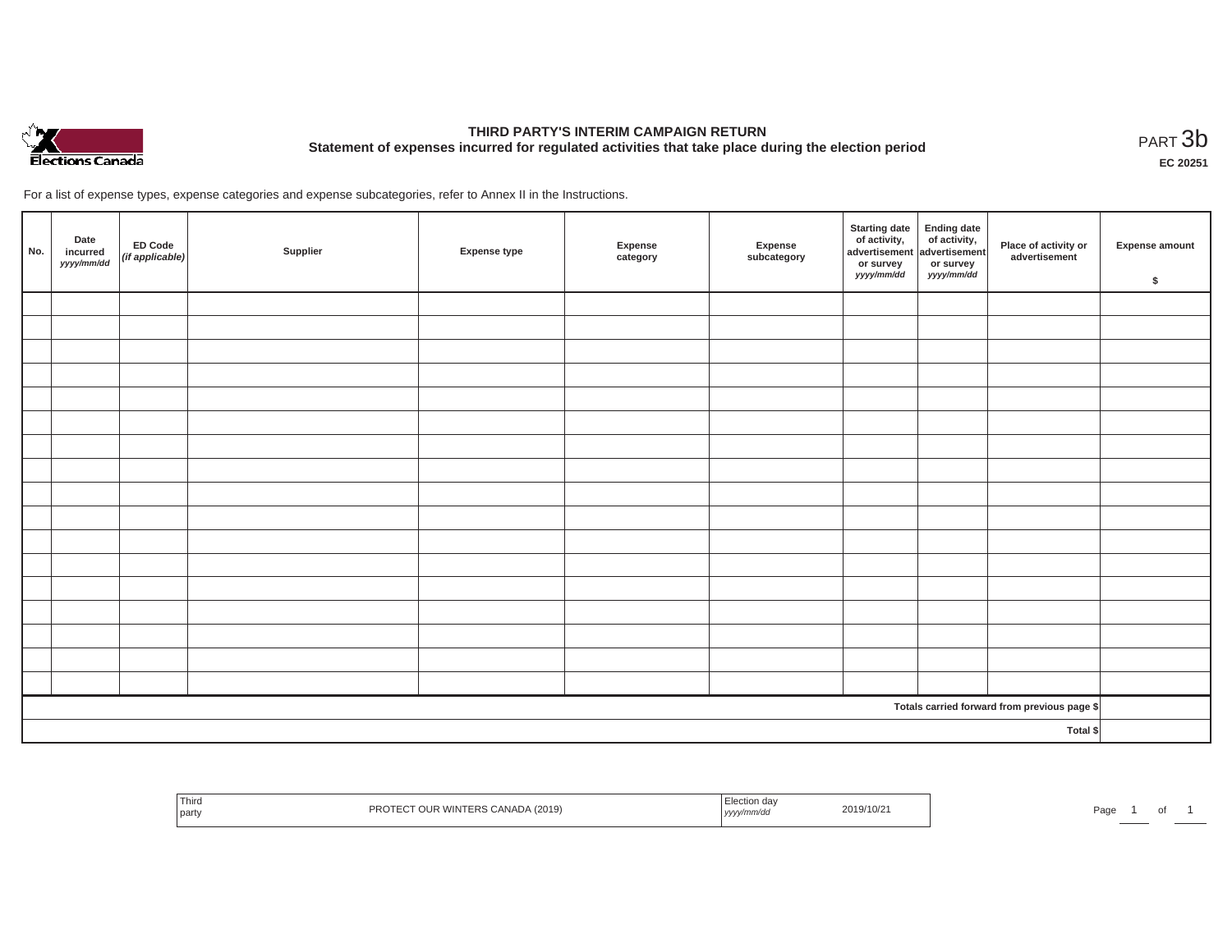# THIRD PARTY'S INTERIM CAMPAIGN RETURN

## Statement of expenses incurred for regulated activities that take place during the election period

PART 3b

**EC 20251**

For a list of expense types, expense categories and expense subcategories, refer to Annex II in the Instructions.

| No. | Date incurred *yyyy/mm/dd* | ED Code *(if applicable)* | Supplier | Expense type | Expense category | Expense subcategory | Starting date of activity, advertisement or survey *yyyy/mm/dd* | Ending date of activity, advertisement or survey *yyyy/mm/dd* | Place of activity or advertisement | Expense amount $ |
|---|---|---|---|---|---|---|---|---|---|---|
| | | | | | | | | | | |
| | | | | | | | | | | |
| | | | | | | | | | | |
| | | | | | | | | | | |
| | | | | | | | | | | |
| | | | | | | | | | | |
| | | | | | | | | | | |
| | | | | | | | | | | |
| | | | | | | | | | | |
| | | | | | | | | | | |
| | | | | | | | | | | |
| | | | | | | | | | | |
| | | | | | | | | | | |
| | | | | | | | | | | |
| | | | | | | | | | | |
| | | | | | | | | | | |
| | | | | | | | | | | |
| | | | | | | | | | Totals carried forward from previous page $ | |
| | | | | | | | | | Total $ | |

| Third party | PROTECT OUR WINTERS CANADA (2019) | Election day *yyyy/mm/dd* | 2019/10/21 |
|---|---|---|---|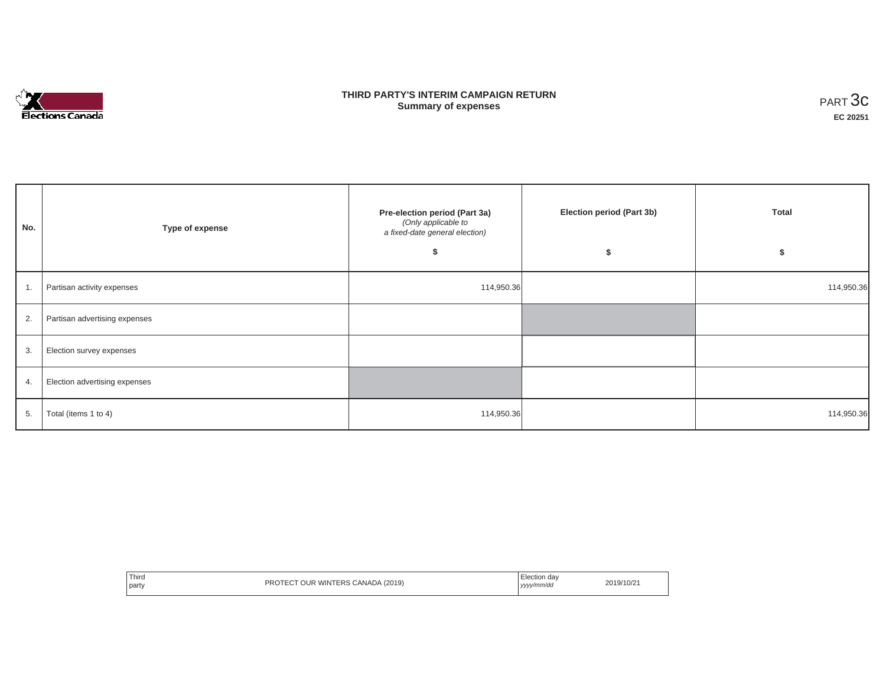Elections Canada

# THIRD PARTY'S INTERIM CAMPAIGN RETURN
## Summary of expenses

PART 3c
**EC 20251**

| No. | Type of expense | Pre-election period (Part 3a) *(Only applicable to a fixed-date general election)* $ | Election period (Part 3b) $ | Total $ |
|---|---|---|---|---|
| 1. | Partisan activity expenses | 114,950.36 | | 114,950.36 |
| 2. | Partisan advertising expenses | | | |
| 3. | Election survey expenses | | | |
| 4. | Election advertising expenses | | | |
| 5. | Total (items 1 to 4) | 114,950.36 | | 114,950.36 |

| Third party | PROTECT OUR WINTERS CANADA (2019) | Election day *yyyy/mm/dd* | 2019/10/21 |
|---|---|---|---|